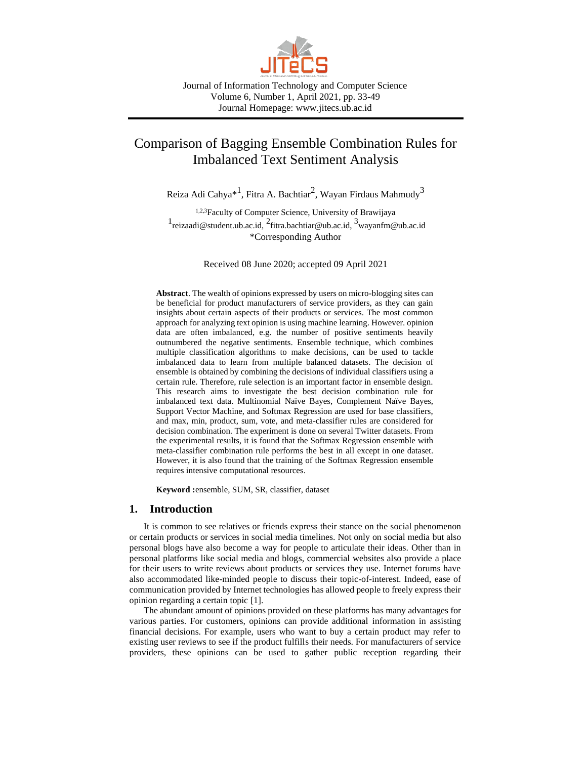Journal of Information Technology and Computer Science
Volume 6, Number 1, April 2021, pp. 33-49
Journal Homepage: www.jitecs.ub.ac.id

# Comparison of Bagging Ensemble Combination Rules for Imbalanced Text Sentiment Analysis

Reiza Adi Cahya*[1], Fitra A. Bachtiar[2], Wayan Firdaus Mahmudy[3]

[1,2,3]Faculty of Computer Science, University of Brawijaya
[1]reizaadi@student.ub.ac.id, [2]fitra.bachtiar@ub.ac.id, [3]wayanfm@ub.ac.id
*Corresponding Author

Received 08 June 2020; accepted 09 April 2021

**Abstract**. The wealth of opinions expressed by users on micro-blogging sites can be beneficial for product manufacturers of service providers, as they can gain insights about certain aspects of their products or services. The most common approach for analyzing text opinion is using machine learning. However. opinion data are often imbalanced, e.g. the number of positive sentiments heavily outnumbered the negative sentiments. Ensemble technique, which combines multiple classification algorithms to make decisions, can be used to tackle imbalanced data to learn from multiple balanced datasets. The decision of ensemble is obtained by combining the decisions of individual classifiers using a certain rule. Therefore, rule selection is an important factor in ensemble design. This research aims to investigate the best decision combination rule for imbalanced text data. Multinomial Naïve Bayes, Complement Naïve Bayes, Support Vector Machine, and Softmax Regression are used for base classifiers, and max, min, product, sum, vote, and meta-classifier rules are considered for decision combination. The experiment is done on several Twitter datasets. From the experimental results, it is found that the Softmax Regression ensemble with meta-classifier combination rule performs the best in all except in one dataset. However, it is also found that the training of the Softmax Regression ensemble requires intensive computational resources.

**Keyword :**ensemble, SUM, SR, classifier, dataset

## 1. Introduction

It is common to see relatives or friends express their stance on the social phenomenon or certain products or services in social media timelines. Not only on social media but also personal blogs have also become a way for people to articulate their ideas. Other than in personal platforms like social media and blogs, commercial websites also provide a place for their users to write reviews about products or services they use. Internet forums have also accommodated like-minded people to discuss their topic-of-interest. Indeed, ease of communication provided by Internet technologies has allowed people to freely express their opinion regarding a certain topic [1].

The abundant amount of opinions provided on these platforms has many advantages for various parties. For customers, opinions can provide additional information in assisting financial decisions. For example, users who want to buy a certain product may refer to existing user reviews to see if the product fulfills their needs. For manufacturers of service providers, these opinions can be used to gather public reception regarding their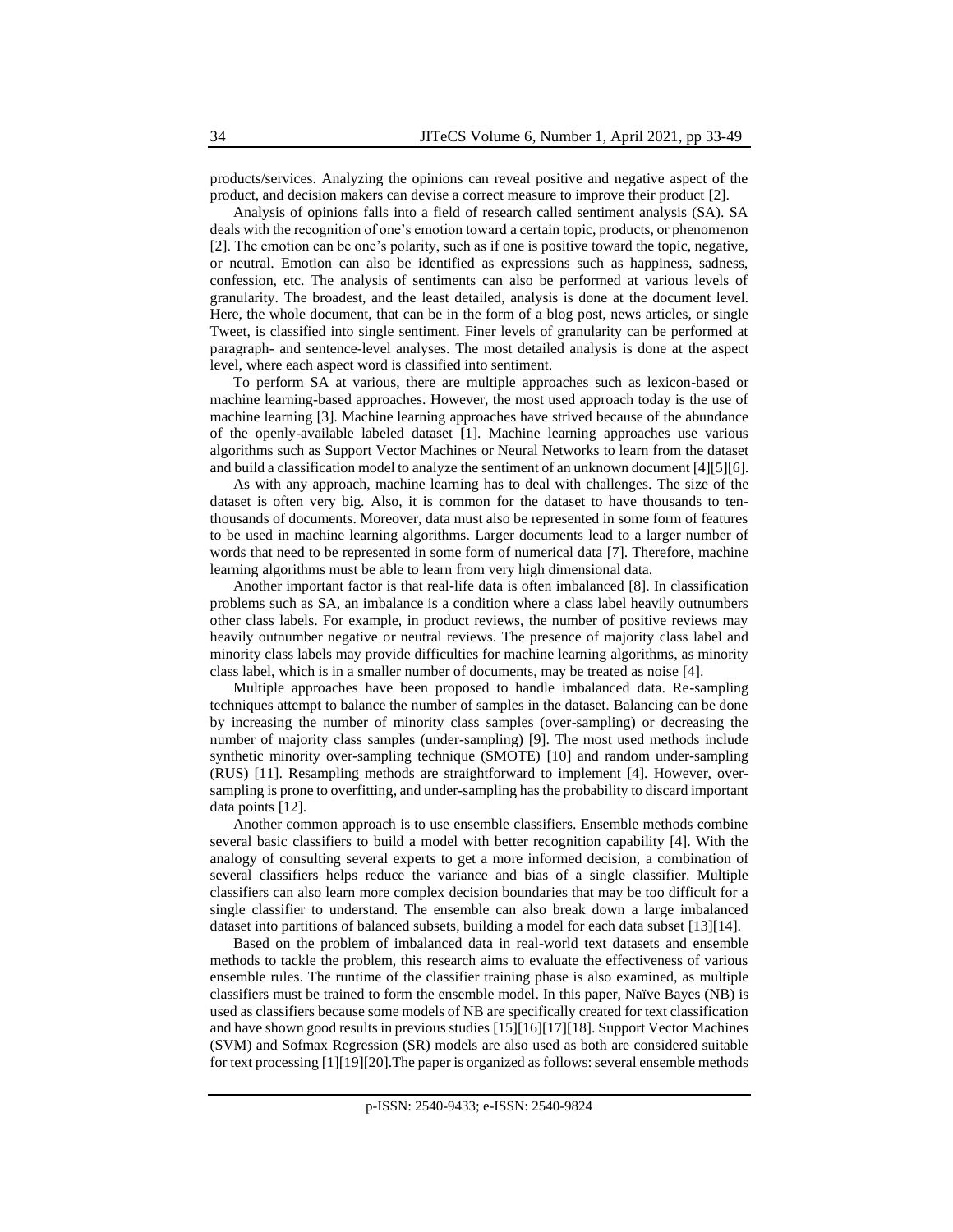products/services. Analyzing the opinions can reveal positive and negative aspect of the product, and decision makers can devise a correct measure to improve their product [2].

Analysis of opinions falls into a field of research called sentiment analysis (SA). SA deals with the recognition of one's emotion toward a certain topic, products, or phenomenon [2]. The emotion can be one's polarity, such as if one is positive toward the topic, negative, or neutral. Emotion can also be identified as expressions such as happiness, sadness, confession, etc. The analysis of sentiments can also be performed at various levels of granularity. The broadest, and the least detailed, analysis is done at the document level. Here, the whole document, that can be in the form of a blog post, news articles, or single Tweet, is classified into single sentiment. Finer levels of granularity can be performed at paragraph- and sentence-level analyses. The most detailed analysis is done at the aspect level, where each aspect word is classified into sentiment.

To perform SA at various, there are multiple approaches such as lexicon-based or machine learning-based approaches. However, the most used approach today is the use of machine learning [3]. Machine learning approaches have strived because of the abundance of the openly-available labeled dataset [1]. Machine learning approaches use various algorithms such as Support Vector Machines or Neural Networks to learn from the dataset and build a classification model to analyze the sentiment of an unknown document [4][5][6].

As with any approach, machine learning has to deal with challenges. The size of the dataset is often very big. Also, it is common for the dataset to have thousands to ten-thousands of documents. Moreover, data must also be represented in some form of features to be used in machine learning algorithms. Larger documents lead to a larger number of words that need to be represented in some form of numerical data [7]. Therefore, machine learning algorithms must be able to learn from very high dimensional data.

Another important factor is that real-life data is often imbalanced [8]. In classification problems such as SA, an imbalance is a condition where a class label heavily outnumbers other class labels. For example, in product reviews, the number of positive reviews may heavily outnumber negative or neutral reviews. The presence of majority class label and minority class labels may provide difficulties for machine learning algorithms, as minority class label, which is in a smaller number of documents, may be treated as noise [4].

Multiple approaches have been proposed to handle imbalanced data. Re-sampling techniques attempt to balance the number of samples in the dataset. Balancing can be done by increasing the number of minority class samples (over-sampling) or decreasing the number of majority class samples (under-sampling) [9]. The most used methods include synthetic minority over-sampling technique (SMOTE) [10] and random under-sampling (RUS) [11]. Resampling methods are straightforward to implement [4]. However, over-sampling is prone to overfitting, and under-sampling has the probability to discard important data points [12].

Another common approach is to use ensemble classifiers. Ensemble methods combine several basic classifiers to build a model with better recognition capability [4]. With the analogy of consulting several experts to get a more informed decision, a combination of several classifiers helps reduce the variance and bias of a single classifier. Multiple classifiers can also learn more complex decision boundaries that may be too difficult for a single classifier to understand. The ensemble can also break down a large imbalanced dataset into partitions of balanced subsets, building a model for each data subset [13][14].

Based on the problem of imbalanced data in real-world text datasets and ensemble methods to tackle the problem, this research aims to evaluate the effectiveness of various ensemble rules. The runtime of the classifier training phase is also examined, as multiple classifiers must be trained to form the ensemble model. In this paper, Naïve Bayes (NB) is used as classifiers because some models of NB are specifically created for text classification and have shown good results in previous studies [15][16][17][18]. Support Vector Machines (SVM) and Sofmax Regression (SR) models are also used as both are considered suitable for text processing [1][19][20].The paper is organized as follows: several ensemble methods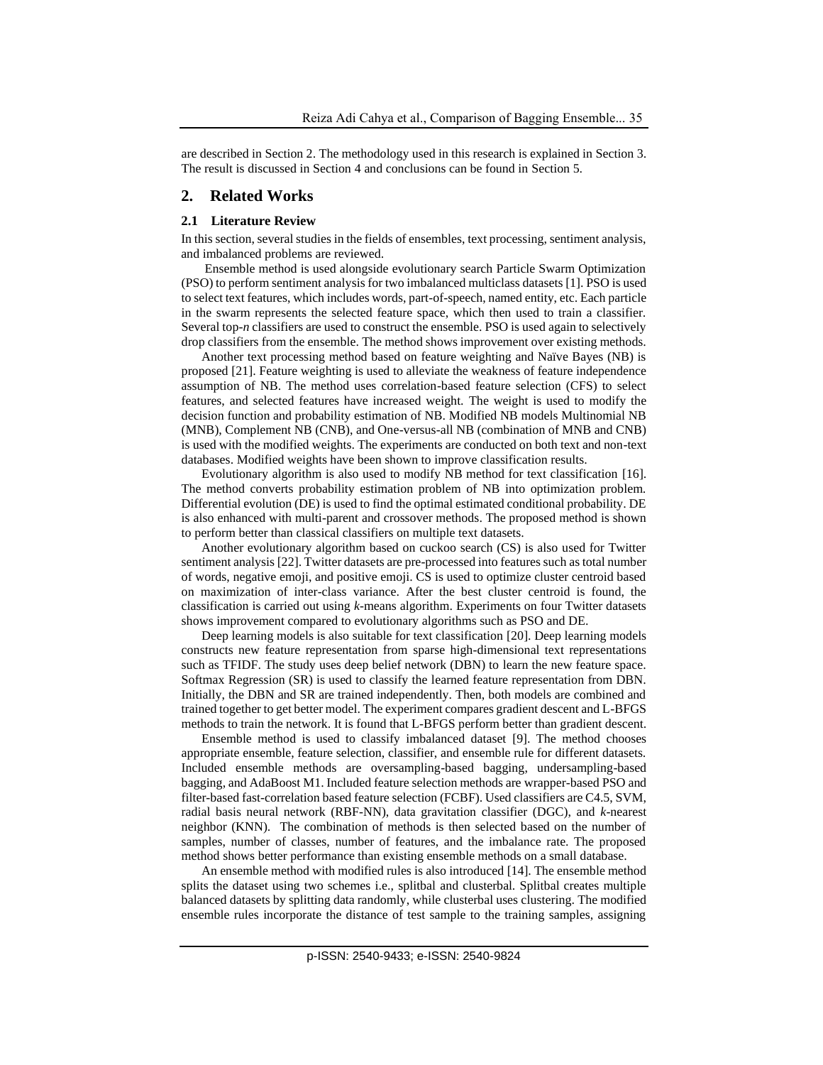are described in Section 2. The methodology used in this research is explained in Section 3. The result is discussed in Section 4 and conclusions can be found in Section 5.

## 2. Related Works

### 2.1 Literature Review

In this section, several studies in the fields of ensembles, text processing, sentiment analysis, and imbalanced problems are reviewed.

Ensemble method is used alongside evolutionary search Particle Swarm Optimization (PSO) to perform sentiment analysis for two imbalanced multiclass datasets [1]. PSO is used to select text features, which includes words, part-of-speech, named entity, etc. Each particle in the swarm represents the selected feature space, which then used to train a classifier. Several top-*n* classifiers are used to construct the ensemble. PSO is used again to selectively drop classifiers from the ensemble. The method shows improvement over existing methods.

Another text processing method based on feature weighting and Naïve Bayes (NB) is proposed [21]. Feature weighting is used to alleviate the weakness of feature independence assumption of NB. The method uses correlation-based feature selection (CFS) to select features, and selected features have increased weight. The weight is used to modify the decision function and probability estimation of NB. Modified NB models Multinomial NB (MNB), Complement NB (CNB), and One-versus-all NB (combination of MNB and CNB) is used with the modified weights. The experiments are conducted on both text and non-text databases. Modified weights have been shown to improve classification results.

Evolutionary algorithm is also used to modify NB method for text classification [16]. The method converts probability estimation problem of NB into optimization problem. Differential evolution (DE) is used to find the optimal estimated conditional probability. DE is also enhanced with multi-parent and crossover methods. The proposed method is shown to perform better than classical classifiers on multiple text datasets.

Another evolutionary algorithm based on cuckoo search (CS) is also used for Twitter sentiment analysis [22]. Twitter datasets are pre-processed into features such as total number of words, negative emoji, and positive emoji. CS is used to optimize cluster centroid based on maximization of inter-class variance. After the best cluster centroid is found, the classification is carried out using *k*-means algorithm. Experiments on four Twitter datasets shows improvement compared to evolutionary algorithms such as PSO and DE.

Deep learning models is also suitable for text classification [20]. Deep learning models constructs new feature representation from sparse high-dimensional text representations such as TFIDF. The study uses deep belief network (DBN) to learn the new feature space. Softmax Regression (SR) is used to classify the learned feature representation from DBN. Initially, the DBN and SR are trained independently. Then, both models are combined and trained together to get better model. The experiment compares gradient descent and L-BFGS methods to train the network. It is found that L-BFGS perform better than gradient descent.

Ensemble method is used to classify imbalanced dataset [9]. The method chooses appropriate ensemble, feature selection, classifier, and ensemble rule for different datasets. Included ensemble methods are oversampling-based bagging, undersampling-based bagging, and AdaBoost M1. Included feature selection methods are wrapper-based PSO and filter-based fast-correlation based feature selection (FCBF). Used classifiers are C4.5, SVM, radial basis neural network (RBF-NN), data gravitation classifier (DGC), and *k*-nearest neighbor (KNN). The combination of methods is then selected based on the number of samples, number of classes, number of features, and the imbalance rate. The proposed method shows better performance than existing ensemble methods on a small database.

An ensemble method with modified rules is also introduced [14]. The ensemble method splits the dataset using two schemes i.e., splitbal and clusterbal. Splitbal creates multiple balanced datasets by splitting data randomly, while clusterbal uses clustering. The modified ensemble rules incorporate the distance of test sample to the training samples, assigning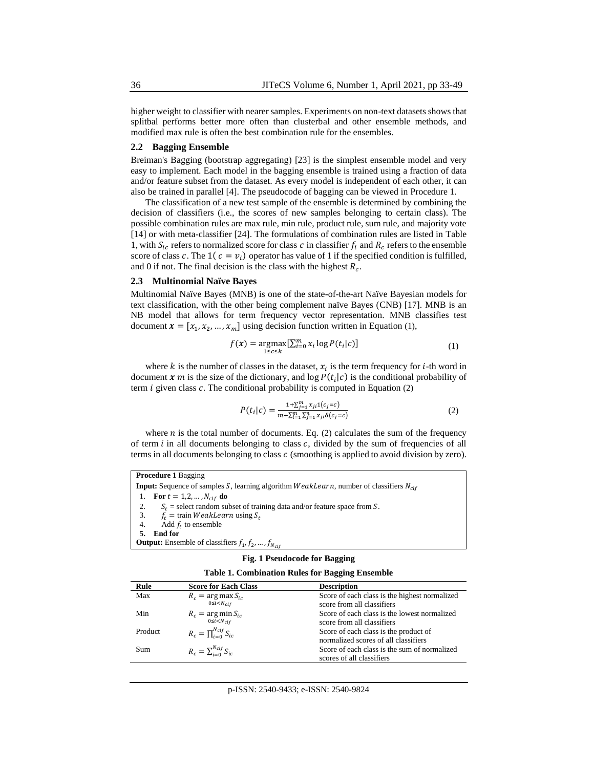higher weight to classifier with nearer samples. Experiments on non-text datasets shows that splitbal performs better more often than clusterbal and other ensemble methods, and modified max rule is often the best combination rule for the ensembles.

### 2.2 Bagging Ensemble

Breiman's Bagging (bootstrap aggregating) [23] is the simplest ensemble model and very easy to implement. Each model in the bagging ensemble is trained using a fraction of data and/or feature subset from the dataset. As every model is independent of each other, it can also be trained in parallel [4]. The pseudocode of bagging can be viewed in Procedure 1.

The classification of a new test sample of the ensemble is determined by combining the decision of classifiers (i.e., the scores of new samples belonging to certain class). The possible combination rules are max rule, min rule, product rule, sum rule, and majority vote [14] or with meta-classifier [24]. The formulations of combination rules are listed in Table 1, with $S_{ic}$ refers to normalized score for class $c$ in classifier $f_i$ and $R_c$ refers to the ensemble score of class $c$. The $1(c = v_i)$ operator has value of 1 if the specified condition is fulfilled, and 0 if not. The final decision is the class with the highest $R_c$.

### 2.3 Multinomial Naïve Bayes

Multinomial Naïve Bayes (MNB) is one of the state-of-the-art Naïve Bayesian models for text classification, with the other being complement naïve Bayes (CNB) [17]. MNB is an NB model that allows for term frequency vector representation. MNB classifies test document $\boldsymbol{x} = [x_1, x_2, \ldots, x_m]$ using decision function written in Equation (1),

$$f(\boldsymbol{x}) = \underset{1 \le c \le k}{\operatorname{argmax}} [\textstyle\sum_{i=0}^{m} x_i \log P(t_i|c)] \tag{1}$$

where $k$ is the number of classes in the dataset, $x_i$ is the term frequency for $i$-th word in document $\boldsymbol{x}$ $m$ is the size of the dictionary, and $\log P(t_i|c)$ is the conditional probability of term $i$ given class $c$. The conditional probability is computed in Equation (2)

$$P(t_i|c) = \frac{1 + \sum_{j=1}^{m} x_{ji} 1(c_j = c)}{m + \sum_{i=1}^{m} \sum_{j=1}^{n} x_{ji} \delta(c_j = c)} \tag{2}$$

where $n$ is the total number of documents. Eq. (2) calculates the sum of the frequency of term $i$ in all documents belonging to class $c$, divided by the sum of frequencies of all terms in all documents belonging to class $c$ (smoothing is applied to avoid division by zero).

**Procedure 1** Bagging

**Input:** Sequence of samples $S$, learning algorithm $WeakLearn$, number of classifiers $N_{clf}$

1. **For** $t = 1, 2, \ldots, N_{clf}$ **do**
2. $S_t$ = select random subset of training data and/or feature space from $S$.
3. $f_t$ = train $WeakLearn$ using $S_t$
4. Add $f_t$ to ensemble
5. **End for**

**Output:** Ensemble of classifiers $f_1, f_2, \ldots, f_{N_{clf}}$

**Fig. 1 Pseudocode for Bagging**

**Table 1. Combination Rules for Bagging Ensemble**

| Rule | Score for Each Class | Description |
|---|---|---|
| Max | $R_c = \underset{0 \le i < N_{clf}}{\arg\max}\, S_{ic}$ | Score of each class is the highest normalized score from all classifiers |
| Min | $R_c = \underset{0 \le i < N_{clf}}{\arg\min}\, S_{ic}$ | Score of each class is the lowest normalized score from all classifiers |
| Product | $R_c = \prod_{i=0}^{N_{clf}} S_{ic}$ | Score of each class is the product of normalized scores of all classifiers |
| Sum | $R_c = \sum_{i=0}^{N_{clf}} S_{ic}$ | Score of each class is the sum of normalized scores of all classifiers |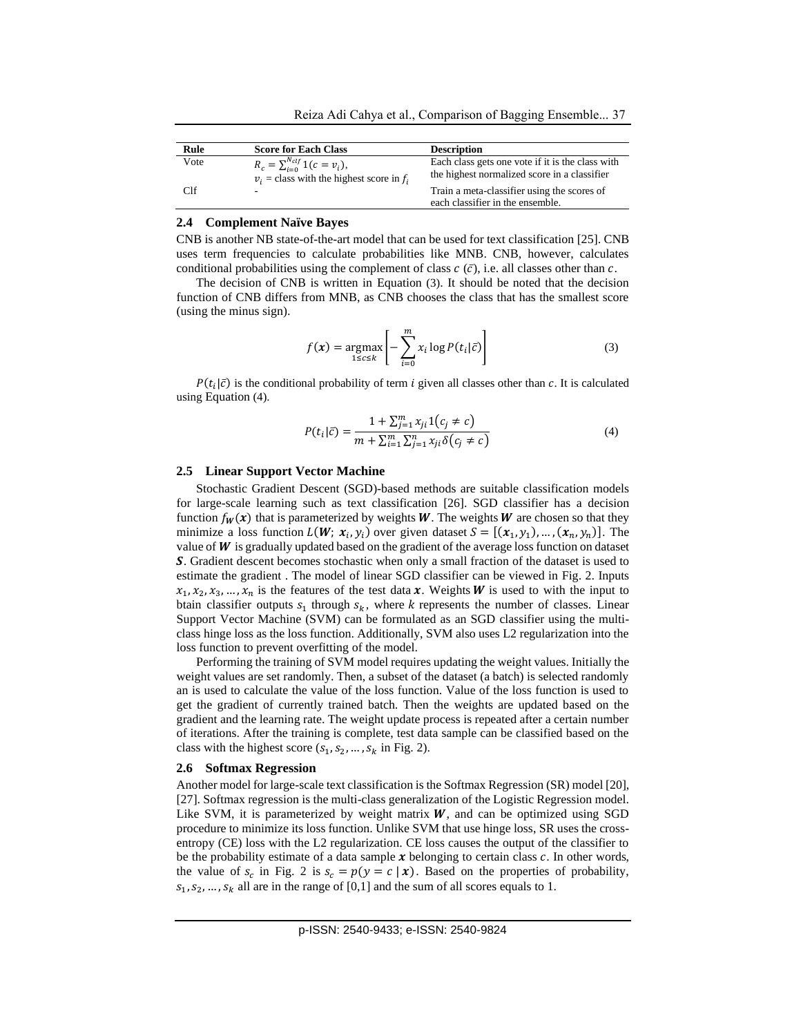| Rule | Score for Each Class | Description |
|---|---|---|
| Vote | $R_c = \sum_{i=0}^{N_{clf}} 1(c = v_i)$, $v_i$ = class with the highest score in $f_i$ | Each class gets one vote if it is the class with the highest normalized score in a classifier |
| Clf | - | Train a meta-classifier using the scores of each classifier in the ensemble. |

### 2.4 Complement Naïve Bayes

CNB is another NB state-of-the-art model that can be used for text classification [25]. CNB uses term frequencies to calculate probabilities like MNB. CNB, however, calculates conditional probabilities using the complement of class $c$ ($\bar{c}$), i.e. all classes other than $c$.

The decision of CNB is written in Equation (3). It should be noted that the decision function of CNB differs from MNB, as CNB chooses the class that has the smallest score (using the minus sign).

$$f(\boldsymbol{x}) = \underset{1 \le c \le k}{\operatorname{argmax}} \left[ -\sum_{i=0}^{m} x_i \log P(t_i|\bar{c}) \right] \tag{3}$$

$P(t_i|\bar{c})$ is the conditional probability of term $i$ given all classes other than $c$. It is calculated using Equation (4).

$$P(t_i|\bar{c}) = \frac{1 + \sum_{j=1}^{m} x_{ji} 1(c_j \neq c)}{m + \sum_{i=1}^{m} \sum_{j=1}^{n} x_{ji} \delta(c_j \neq c)} \tag{4}$$

### 2.5 Linear Support Vector Machine

Stochastic Gradient Descent (SGD)-based methods are suitable classification models for large-scale learning such as text classification [26]. SGD classifier has a decision function $f_{\boldsymbol{W}}(\boldsymbol{x})$ that is parameterized by weights $\boldsymbol{W}$. The weights $\boldsymbol{W}$ are chosen so that they minimize a loss function $L(\boldsymbol{W};\ \boldsymbol{x}_i, y_i)$ over given dataset $S = [(\boldsymbol{x}_1, y_1), \ldots, (\boldsymbol{x}_n, y_n)]$. The value of $\boldsymbol{W}$ is gradually updated based on the gradient of the average loss function on dataset $\boldsymbol{S}$. Gradient descent becomes stochastic when only a small fraction of the dataset is used to estimate the gradient . The model of linear SGD classifier can be viewed in Fig. 2. Inputs $x_1, x_2, x_3, \ldots, x_n$ is the features of the test data $\boldsymbol{x}$. Weights $\boldsymbol{W}$ is used to with the input to btain classifier outputs $s_1$ through $s_k$, where $k$ represents the number of classes. Linear Support Vector Machine (SVM) can be formulated as an SGD classifier using the multi-class hinge loss as the loss function. Additionally, SVM also uses L2 regularization into the loss function to prevent overfitting of the model.

Performing the training of SVM model requires updating the weight values. Initially the weight values are set randomly. Then, a subset of the dataset (a batch) is selected randomly an is used to calculate the value of the loss function. Value of the loss function is used to get the gradient of currently trained batch. Then the weights are updated based on the gradient and the learning rate. The weight update process is repeated after a certain number of iterations. After the training is complete, test data sample can be classified based on the class with the highest score ($s_1, s_2, \ldots, s_k$ in Fig. 2).

### 2.6 Softmax Regression

Another model for large-scale text classification is the Softmax Regression (SR) model [20], [27]. Softmax regression is the multi-class generalization of the Logistic Regression model. Like SVM, it is parameterized by weight matrix $\boldsymbol{W}$, and can be optimized using SGD procedure to minimize its loss function. Unlike SVM that use hinge loss, SR uses the cross-entropy (CE) loss with the L2 regularization. CE loss causes the output of the classifier to be the probability estimate of a data sample $\boldsymbol{x}$ belonging to certain class $c$. In other words, the value of $s_c$ in Fig. 2 is $s_c = p(y = c \mid \boldsymbol{x})$. Based on the properties of probability, $s_1, s_2, \ldots, s_k$ all are in the range of [0,1] and the sum of all scores equals to 1.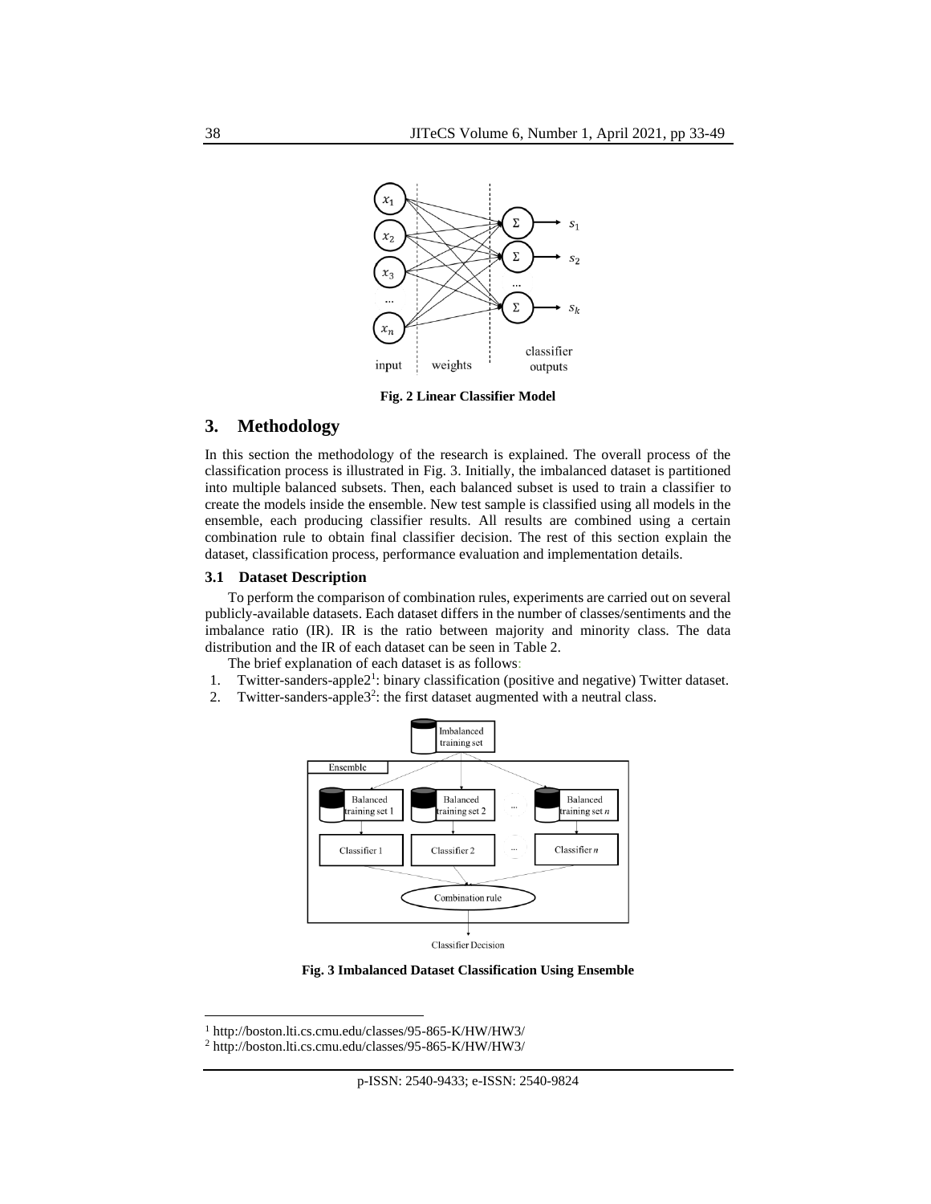Fig. 2 Linear Classifier Model

## 3. Methodology

In this section the methodology of the research is explained. The overall process of the classification process is illustrated in Fig. 3. Initially, the imbalanced dataset is partitioned into multiple balanced subsets. Then, each balanced subset is used to train a classifier to create the models inside the ensemble. New test sample is classified using all models in the ensemble, each producing classifier results. All results are combined using a certain combination rule to obtain final classifier decision. The rest of this section explain the dataset, classification process, performance evaluation and implementation details.

### 3.1 Dataset Description

To perform the comparison of combination rules, experiments are carried out on several publicly-available datasets. Each dataset differs in the number of classes/sentiments and the imbalance ratio (IR). IR is the ratio between majority and minority class. The data distribution and the IR of each dataset can be seen in Table 2.

The brief explanation of each dataset is as follows:

1. Twitter-sanders-apple2[1]: binary classification (positive and negative) Twitter dataset.
2. Twitter-sanders-apple3[2]: the first dataset augmented with a neutral class.

Fig. 3 Imbalanced Dataset Classification Using Ensemble

[1] http://boston.lti.cs.cmu.edu/classes/95-865-K/HW/HW3/

[2] http://boston.lti.cs.cmu.edu/classes/95-865-K/HW/HW3/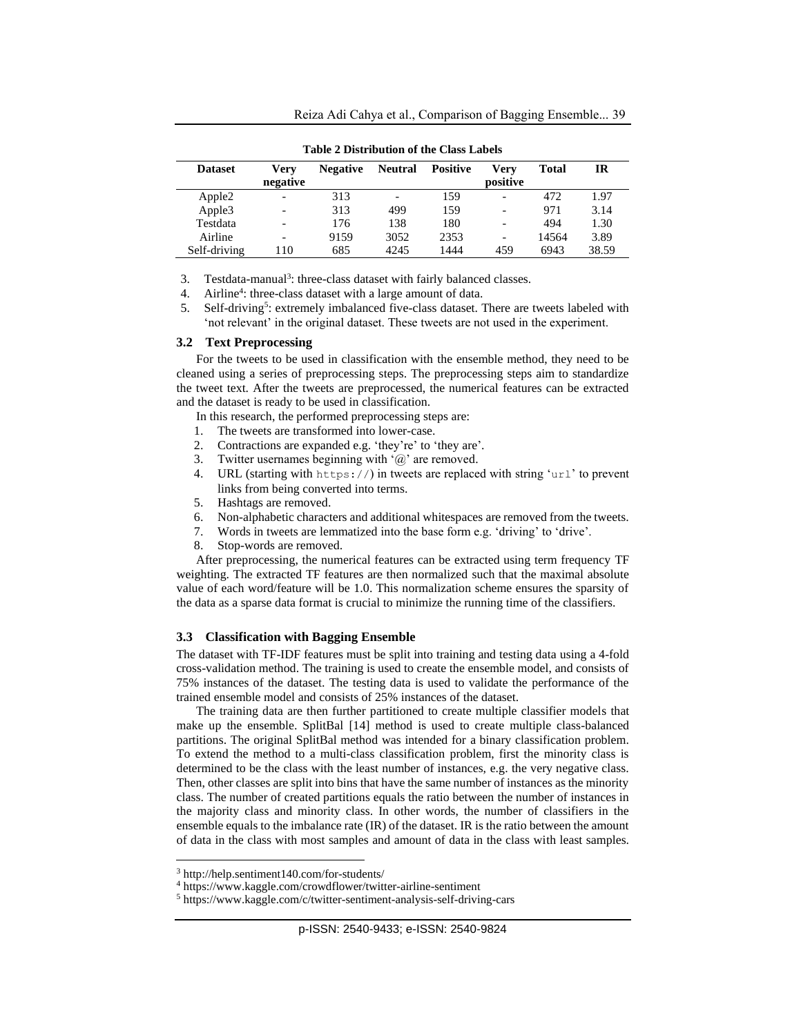**Table 2 Distribution of the Class Labels**

| Dataset | Very negative | Negative | Neutral | Positive | Very positive | Total | IR |
|---|---|---|---|---|---|---|---|
| Apple2 | - | 313 | - | 159 | - | 472 | 1.97 |
| Apple3 | - | 313 | 499 | 159 | - | 971 | 3.14 |
| Testdata | - | 176 | 138 | 180 | - | 494 | 1.30 |
| Airline | - | 9159 | 3052 | 2353 | - | 14564 | 3.89 |
| Self-driving | 110 | 685 | 4245 | 1444 | 459 | 6943 | 38.59 |

3. Testdata-manual[3]: three-class dataset with fairly balanced classes.
4. Airline[4]: three-class dataset with a large amount of data.
5. Self-driving[5]: extremely imbalanced five-class dataset. There are tweets labeled with 'not relevant' in the original dataset. These tweets are not used in the experiment.

### 3.2 Text Preprocessing

For the tweets to be used in classification with the ensemble method, they need to be cleaned using a series of preprocessing steps. The preprocessing steps aim to standardize the tweet text. After the tweets are preprocessed, the numerical features can be extracted and the dataset is ready to be used in classification.

In this research, the performed preprocessing steps are:

1. The tweets are transformed into lower-case.
2. Contractions are expanded e.g. 'they're' to 'they are'.
3. Twitter usernames beginning with '@' are removed.
4. URL (starting with `https://`) in tweets are replaced with string '`url`' to prevent links from being converted into terms.
5. Hashtags are removed.
6. Non-alphabetic characters and additional whitespaces are removed from the tweets.
7. Words in tweets are lemmatized into the base form e.g. 'driving' to 'drive'.
8. Stop-words are removed.

After preprocessing, the numerical features can be extracted using term frequency TF weighting. The extracted TF features are then normalized such that the maximal absolute value of each word/feature will be 1.0. This normalization scheme ensures the sparsity of the data as a sparse data format is crucial to minimize the running time of the classifiers.

### 3.3 Classification with Bagging Ensemble

The dataset with TF-IDF features must be split into training and testing data using a 4-fold cross-validation method. The training is used to create the ensemble model, and consists of 75% instances of the dataset. The testing data is used to validate the performance of the trained ensemble model and consists of 25% instances of the dataset.

The training data are then further partitioned to create multiple classifier models that make up the ensemble. SplitBal [14] method is used to create multiple class-balanced partitions. The original SplitBal method was intended for a binary classification problem. To extend the method to a multi-class classification problem, first the minority class is determined to be the class with the least number of instances, e.g. the very negative class. Then, other classes are split into bins that have the same number of instances as the minority class. The number of created partitions equals the ratio between the number of instances in the majority class and minority class. In other words, the number of classifiers in the ensemble equals to the imbalance rate (IR) of the dataset. IR is the ratio between the amount of data in the class with most samples and amount of data in the class with least samples.

[3] http://help.sentiment140.com/for-students/

[4] https://www.kaggle.com/crowdflower/twitter-airline-sentiment

[5] https://www.kaggle.com/c/twitter-sentiment-analysis-self-driving-cars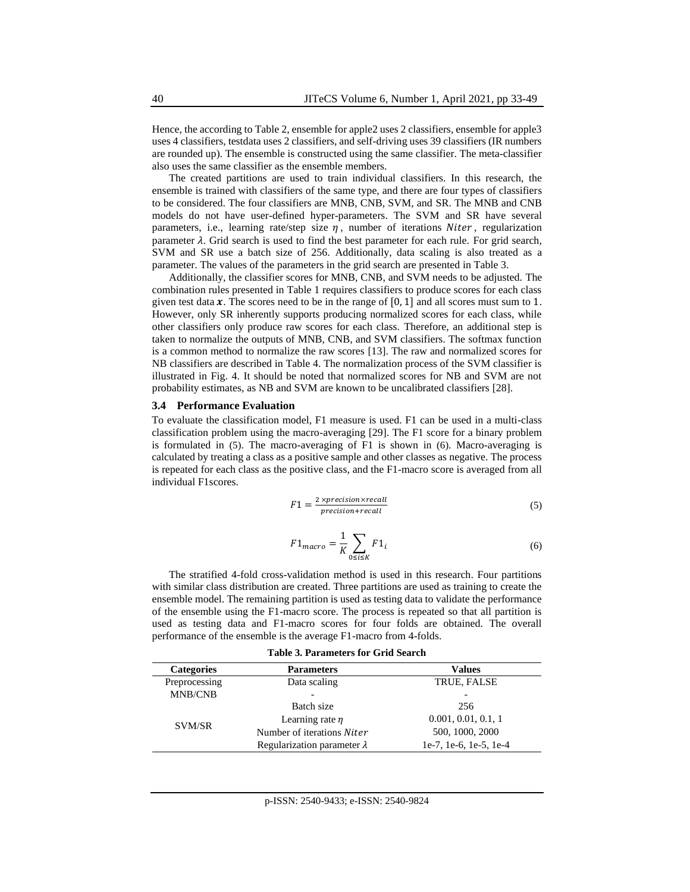Hence, the according to Table 2, ensemble for apple2 uses 2 classifiers, ensemble for apple3 uses 4 classifiers, testdata uses 2 classifiers, and self-driving uses 39 classifiers (IR numbers are rounded up). The ensemble is constructed using the same classifier. The meta-classifier also uses the same classifier as the ensemble members.

The created partitions are used to train individual classifiers. In this research, the ensemble is trained with classifiers of the same type, and there are four types of classifiers to be considered. The four classifiers are MNB, CNB, SVM, and SR. The MNB and CNB models do not have user-defined hyper-parameters. The SVM and SR have several parameters, i.e., learning rate/step size $\eta$, number of iterations $Niter$, regularization parameter $\lambda$. Grid search is used to find the best parameter for each rule. For grid search, SVM and SR use a batch size of 256. Additionally, data scaling is also treated as a parameter. The values of the parameters in the grid search are presented in Table 3.

Additionally, the classifier scores for MNB, CNB, and SVM needs to be adjusted. The combination rules presented in Table 1 requires classifiers to produce scores for each class given test data $\boldsymbol{x}$. The scores need to be in the range of $[0, 1]$ and all scores must sum to $1$. However, only SR inherently supports producing normalized scores for each class, while other classifiers only produce raw scores for each class. Therefore, an additional step is taken to normalize the outputs of MNB, CNB, and SVM classifiers. The softmax function is a common method to normalize the raw scores [13]. The raw and normalized scores for NB classifiers are described in Table 4. The normalization process of the SVM classifier is illustrated in Fig. 4. It should be noted that normalized scores for NB and SVM are not probability estimates, as NB and SVM are known to be uncalibrated classifiers [28].

### 3.4 Performance Evaluation

To evaluate the classification model, F1 measure is used. F1 can be used in a multi-class classification problem using the macro-averaging [29]. The F1 score for a binary problem is formulated in (5). The macro-averaging of F1 is shown in (6). Macro-averaging is calculated by treating a class as a positive sample and other classes as negative. The process is repeated for each class as the positive class, and the F1-macro score is averaged from all individual F1scores.

$$F1 = \frac{2 \times precision \times recall}{precision + recall} \tag{5}$$

$$F1_{macro} = \frac{1}{K} \sum_{0 \le i \le K} F1_i \tag{6}$$

The stratified 4-fold cross-validation method is used in this research. Four partitions with similar class distribution are created. Three partitions are used as training to create the ensemble model. The remaining partition is used as testing data to validate the performance of the ensemble using the F1-macro score. The process is repeated so that all partition is used as testing data and F1-macro scores for four folds are obtained. The overall performance of the ensemble is the average F1-macro from 4-folds.

**Table 3. Parameters for Grid Search**

| Categories | Parameters | Values |
|---|---|---|
| Preprocessing | Data scaling | TRUE, FALSE |
| MNB/CNB | - | - |
| SVM/SR | Batch size | 256 |
| | Learning rate $\eta$ | 0.001, 0.01, 0.1, 1 |
| | Number of iterations $Niter$ | 500, 1000, 2000 |
| | Regularization parameter $\lambda$ | 1e-7, 1e-6, 1e-5, 1e-4 |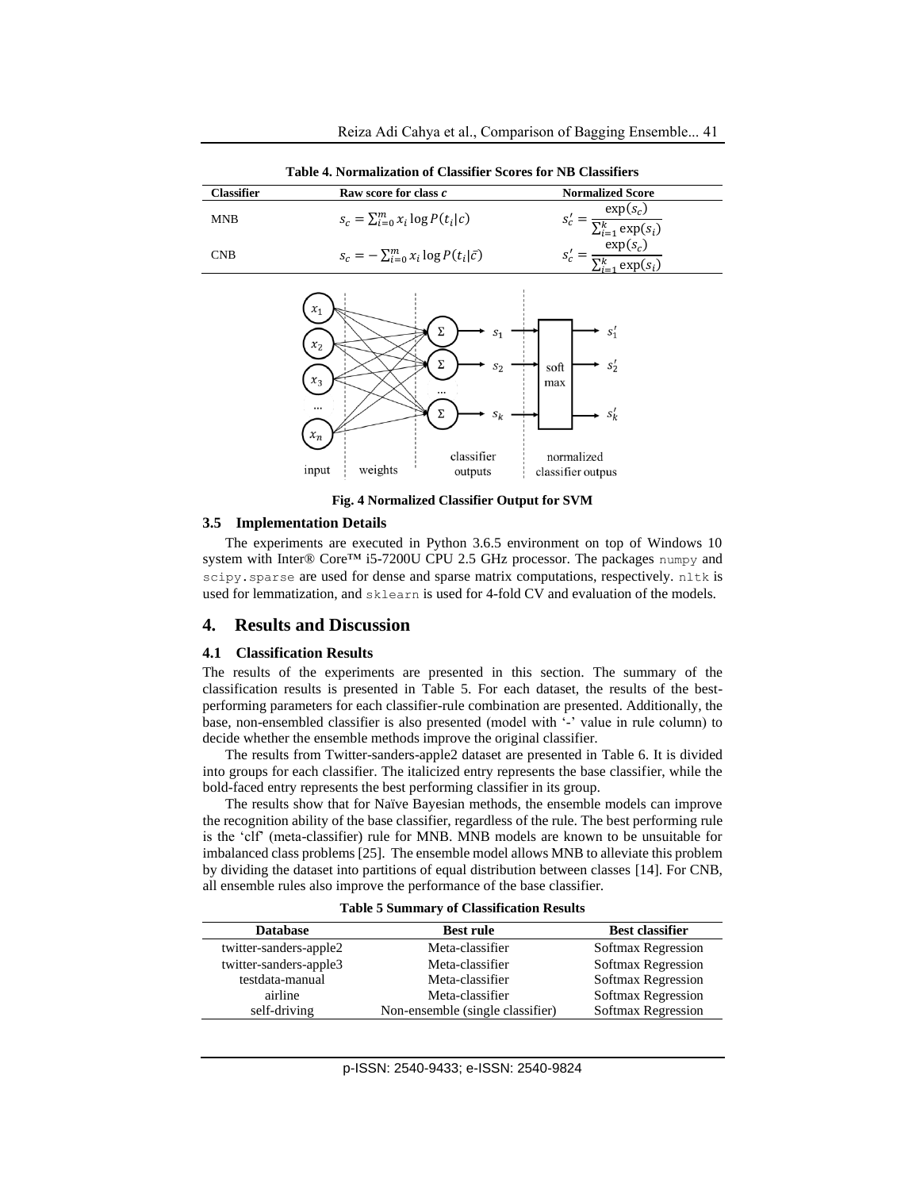**Table 4. Normalization of Classifier Scores for NB Classifiers**

| Classifier | Raw score for class $c$ | Normalized Score |
|---|---|---|
| MNB | $s_c = \sum_{i=0}^{m} x_i \log P(t_i \mid c)$ | $s'_c = \frac{\exp(s_c)}{\sum_{i=1}^{k} \exp(s_i)}$ |
| CNB | $s_c = -\sum_{i=0}^{m} x_i \log P(t_i \mid \bar{c})$ | $s'_c = \frac{\exp(s_c)}{\sum_{i=1}^{k} \exp(s_i)}$ |

**Fig. 4 Normalized Classifier Output for SVM**

### 3.5 Implementation Details

The experiments are executed in Python 3.6.5 environment on top of Windows 10 system with Inter® Core™ i5-7200U CPU 2.5 GHz processor. The packages `numpy` and `scipy.sparse` are used for dense and sparse matrix computations, respectively. `nltk` is used for lemmatization, and `sklearn` is used for 4-fold CV and evaluation of the models.

## 4. Results and Discussion

### 4.1 Classification Results

The results of the experiments are presented in this section. The summary of the classification results is presented in Table 5. For each dataset, the results of the best-performing parameters for each classifier-rule combination are presented. Additionally, the base, non-ensembled classifier is also presented (model with '-' value in rule column) to decide whether the ensemble methods improve the original classifier.

The results from Twitter-sanders-apple2 dataset are presented in Table 6. It is divided into groups for each classifier. The italicized entry represents the base classifier, while the bold-faced entry represents the best performing classifier in its group.

The results show that for Naïve Bayesian methods, the ensemble models can improve the recognition ability of the base classifier, regardless of the rule. The best performing rule is the 'clf' (meta-classifier) rule for MNB. MNB models are known to be unsuitable for imbalanced class problems [25]. The ensemble model allows MNB to alleviate this problem by dividing the dataset into partitions of equal distribution between classes [14]. For CNB, all ensemble rules also improve the performance of the base classifier.

**Table 5 Summary of Classification Results**

| Database | Best rule | Best classifier |
|---|---|---|
| twitter-sanders-apple2 | Meta-classifier | Softmax Regression |
| twitter-sanders-apple3 | Meta-classifier | Softmax Regression |
| testdata-manual | Meta-classifier | Softmax Regression |
| airline | Meta-classifier | Softmax Regression |
| self-driving | Non-ensemble (single classifier) | Softmax Regression |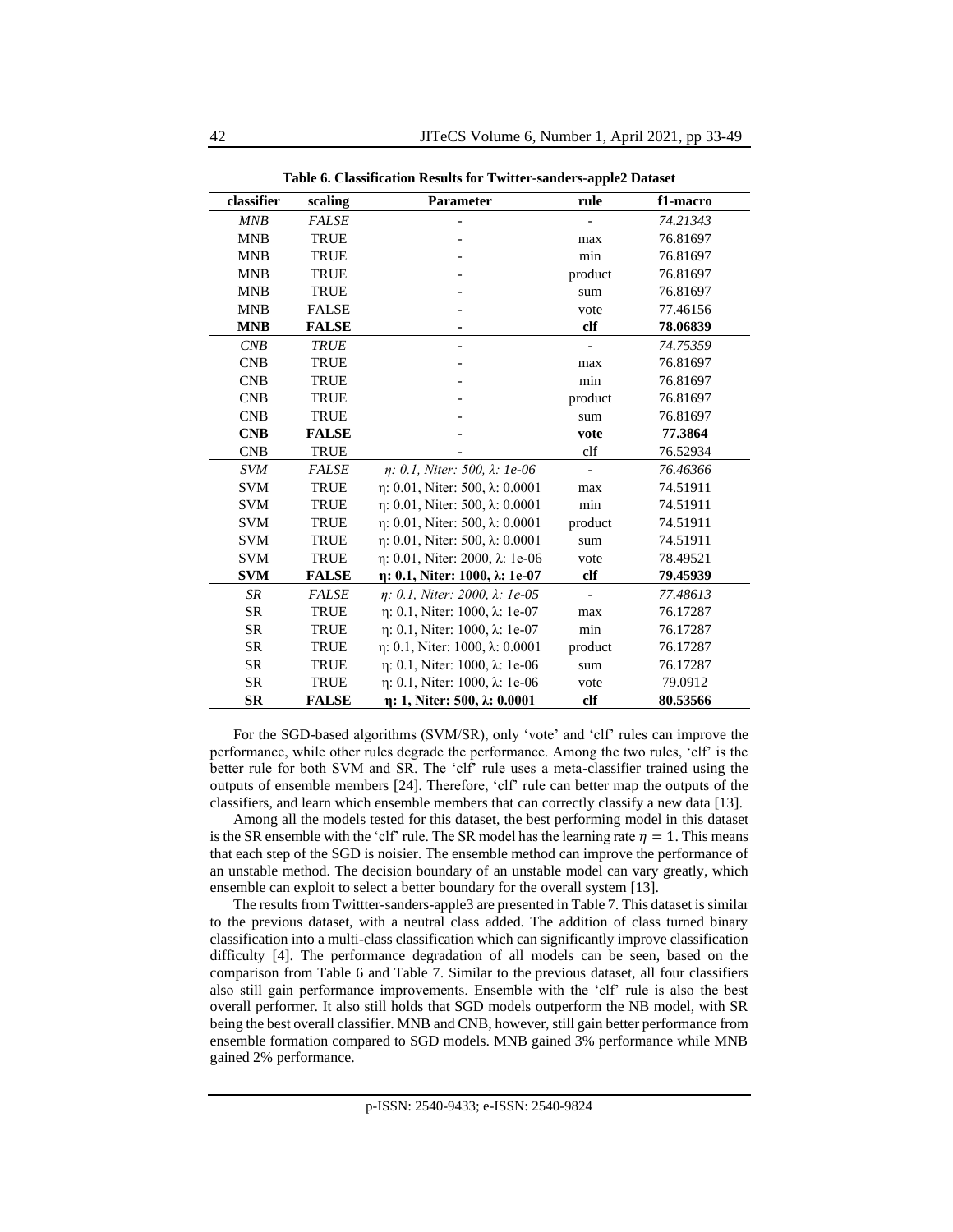**Table 6. Classification Results for Twitter-sanders-apple2 Dataset**

| classifier | scaling | Parameter | rule | f1-macro |
|---|---|---|---|---|
| *MNB* | *FALSE* | - | - | *74.21343* |
| MNB | TRUE | - | max | 76.81697 |
| MNB | TRUE | - | min | 76.81697 |
| MNB | TRUE | - | product | 76.81697 |
| MNB | TRUE | - | sum | 76.81697 |
| MNB | FALSE | - | vote | 77.46156 |
| **MNB** | **FALSE** | - | **clf** | **78.06839** |
| *CNB* | *TRUE* | - | - | *74.75359* |
| CNB | TRUE | - | max | 76.81697 |
| CNB | TRUE | - | min | 76.81697 |
| CNB | TRUE | - | product | 76.81697 |
| CNB | TRUE | - | sum | 76.81697 |
| **CNB** | **FALSE** | - | **vote** | **77.3864** |
| CNB | TRUE | - | clf | 76.52934 |
| *SVM* | *FALSE* | *η: 0.1, Niter: 500, λ: 1e-06* | - | *76.46366* |
| SVM | TRUE | η: 0.01, Niter: 500, λ: 0.0001 | max | 74.51911 |
| SVM | TRUE | η: 0.01, Niter: 500, λ: 0.0001 | min | 74.51911 |
| SVM | TRUE | η: 0.01, Niter: 500, λ: 0.0001 | product | 74.51911 |
| SVM | TRUE | η: 0.01, Niter: 500, λ: 0.0001 | sum | 74.51911 |
| SVM | TRUE | η: 0.01, Niter: 2000, λ: 1e-06 | vote | 78.49521 |
| **SVM** | **FALSE** | **η: 0.1, Niter: 1000, λ: 1e-07** | **clf** | **79.45939** |
| *SR* | *FALSE* | *η: 0.1, Niter: 2000, λ: 1e-05* | - | *77.48613* |
| SR | TRUE | η: 0.1, Niter: 1000, λ: 1e-07 | max | 76.17287 |
| SR | TRUE | η: 0.1, Niter: 1000, λ: 1e-07 | min | 76.17287 |
| SR | TRUE | η: 0.1, Niter: 1000, λ: 0.0001 | product | 76.17287 |
| SR | TRUE | η: 0.1, Niter: 1000, λ: 1e-06 | sum | 76.17287 |
| SR | TRUE | η: 0.1, Niter: 1000, λ: 1e-06 | vote | 79.0912 |
| **SR** | **FALSE** | **η: 1, Niter: 500, λ: 0.0001** | **clf** | **80.53566** |

For the SGD-based algorithms (SVM/SR), only 'vote' and 'clf' rules can improve the performance, while other rules degrade the performance. Among the two rules, 'clf' is the better rule for both SVM and SR. The 'clf' rule uses a meta-classifier trained using the outputs of ensemble members [24]. Therefore, 'clf' rule can better map the outputs of the classifiers, and learn which ensemble members that can correctly classify a new data [13].

Among all the models tested for this dataset, the best performing model in this dataset is the SR ensemble with the 'clf' rule. The SR model has the learning rate $\eta = 1$. This means that each step of the SGD is noisier. The ensemble method can improve the performance of an unstable method. The decision boundary of an unstable model can vary greatly, which ensemble can exploit to select a better boundary for the overall system [13].

The results from Twittter-sanders-apple3 are presented in Table 7. This dataset is similar to the previous dataset, with a neutral class added. The addition of class turned binary classification into a multi-class classification which can significantly improve classification difficulty [4]. The performance degradation of all models can be seen, based on the comparison from Table 6 and Table 7. Similar to the previous dataset, all four classifiers also still gain performance improvements. Ensemble with the 'clf' rule is also the best overall performer. It also still holds that SGD models outperform the NB model, with SR being the best overall classifier. MNB and CNB, however, still gain better performance from ensemble formation compared to SGD models. MNB gained 3% performance while MNB gained 2% performance.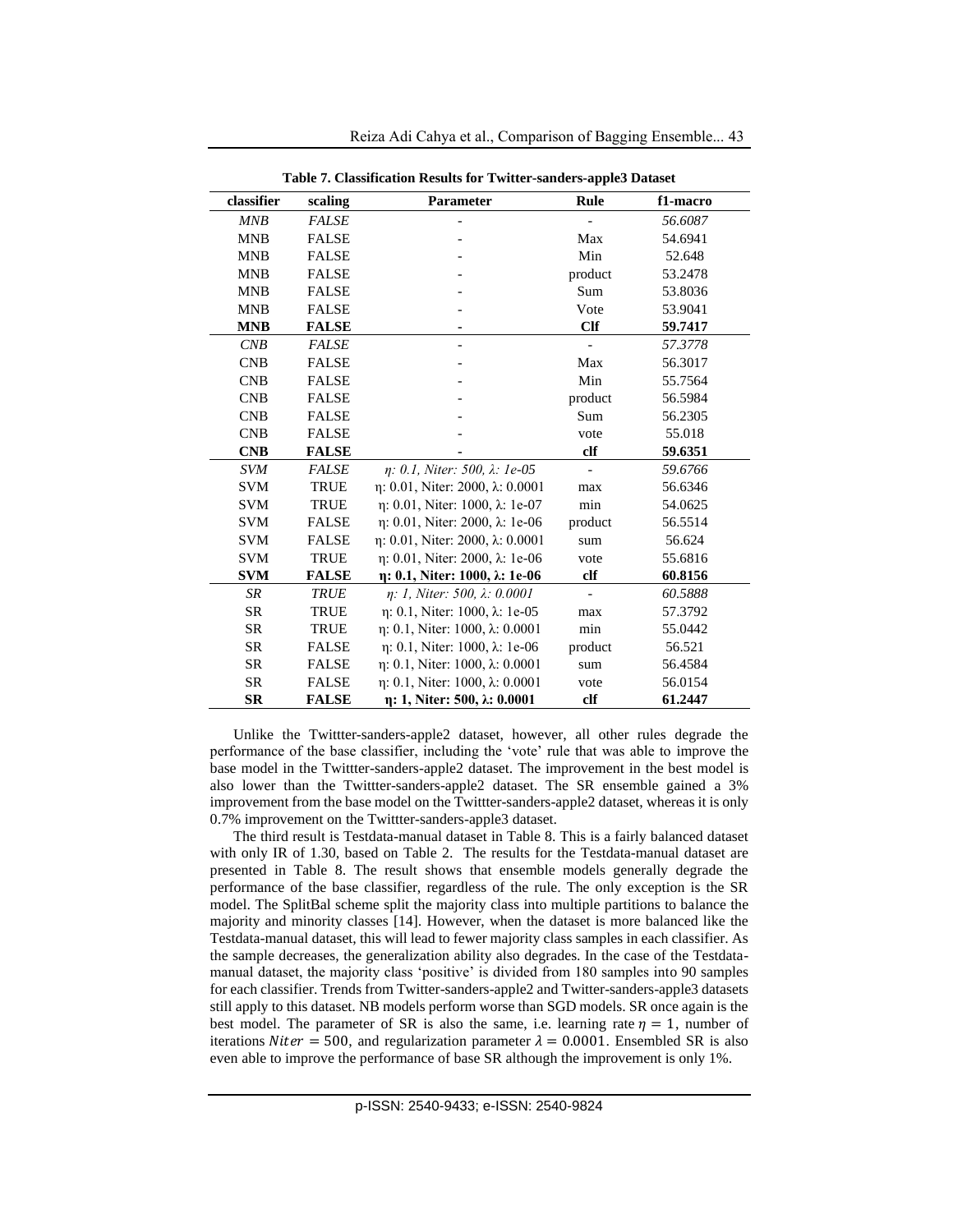**Table 7. Classification Results for Twitter-sanders-apple3 Dataset**

| classifier | scaling | Parameter | Rule | f1-macro |
|---|---|---|---|---|
| *MNB* | *FALSE* | - | - | *56.6087* |
| MNB | FALSE | - | Max | 54.6941 |
| MNB | FALSE | - | Min | 52.648 |
| MNB | FALSE | - | product | 53.2478 |
| MNB | FALSE | - | Sum | 53.8036 |
| MNB | FALSE | - | Vote | 53.9041 |
| **MNB** | **FALSE** | **-** | **Clf** | **59.7417** |
| *CNB* | *FALSE* | - | - | *57.3778* |
| CNB | FALSE | - | Max | 56.3017 |
| CNB | FALSE | - | Min | 55.7564 |
| CNB | FALSE | - | product | 56.5984 |
| CNB | FALSE | - | Sum | 56.2305 |
| CNB | FALSE | - | vote | 55.018 |
| **CNB** | **FALSE** | **-** | **clf** | **59.6351** |
| *SVM* | *FALSE* | *η: 0.1, Niter: 500, λ: 1e-05* | - | *59.6766* |
| SVM | TRUE | η: 0.01, Niter: 2000, λ: 0.0001 | max | 56.6346 |
| SVM | TRUE | η: 0.01, Niter: 1000, λ: 1e-07 | min | 54.0625 |
| SVM | FALSE | η: 0.01, Niter: 2000, λ: 1e-06 | product | 56.5514 |
| SVM | FALSE | η: 0.01, Niter: 2000, λ: 0.0001 | sum | 56.624 |
| SVM | TRUE | η: 0.01, Niter: 2000, λ: 1e-06 | vote | 55.6816 |
| **SVM** | **FALSE** | **η: 0.1, Niter: 1000, λ: 1e-06** | **clf** | **60.8156** |
| *SR* | *TRUE* | *η: 1, Niter: 500, λ: 0.0001* | - | *60.5888* |
| SR | TRUE | η: 0.1, Niter: 1000, λ: 1e-05 | max | 57.3792 |
| SR | TRUE | η: 0.1, Niter: 1000, λ: 0.0001 | min | 55.0442 |
| SR | FALSE | η: 0.1, Niter: 1000, λ: 1e-06 | product | 56.521 |
| SR | FALSE | η: 0.1, Niter: 1000, λ: 0.0001 | sum | 56.4584 |
| SR | FALSE | η: 0.1, Niter: 1000, λ: 0.0001 | vote | 56.0154 |
| **SR** | **FALSE** | **η: 1, Niter: 500, λ: 0.0001** | **clf** | **61.2447** |

Unlike the Twittter-sanders-apple2 dataset, however, all other rules degrade the performance of the base classifier, including the 'vote' rule that was able to improve the base model in the Twittter-sanders-apple2 dataset. The improvement in the best model is also lower than the Twittter-sanders-apple2 dataset. The SR ensemble gained a 3% improvement from the base model on the Twittter-sanders-apple2 dataset, whereas it is only 0.7% improvement on the Twittter-sanders-apple3 dataset.

The third result is Testdata-manual dataset in Table 8. This is a fairly balanced dataset with only IR of 1.30, based on Table 2. The results for the Testdata-manual dataset are presented in Table 8. The result shows that ensemble models generally degrade the performance of the base classifier, regardless of the rule. The only exception is the SR model. The SplitBal scheme split the majority class into multiple partitions to balance the majority and minority classes [14]. However, when the dataset is more balanced like the Testdata-manual dataset, this will lead to fewer majority class samples in each classifier. As the sample decreases, the generalization ability also degrades. In the case of the Testdata-manual dataset, the majority class 'positive' is divided from 180 samples into 90 samples for each classifier. Trends from Twitter-sanders-apple2 and Twitter-sanders-apple3 datasets still apply to this dataset. NB models perform worse than SGD models. SR once again is the best model. The parameter of SR is also the same, i.e. learning rate $\eta = 1$, number of iterations $Niter = 500$, and regularization parameter $\lambda = 0.0001$. Ensembled SR is also even able to improve the performance of base SR although the improvement is only 1%.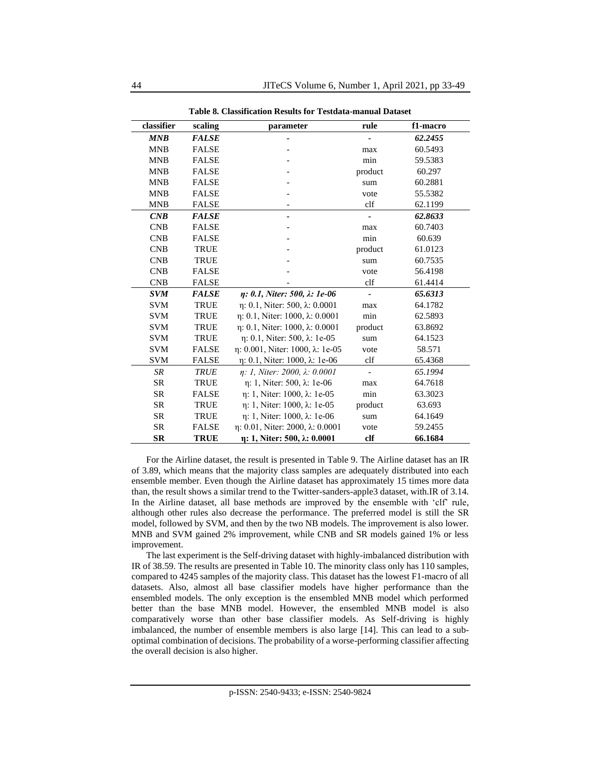**Table 8. Classification Results for Testdata-manual Dataset**

| classifier | scaling | parameter | rule | f1-macro |
|---|---|---|---|---|
| ***MNB*** | ***FALSE*** | **-** | **-** | ***62.2455*** |
| MNB | FALSE | - | max | 60.5493 |
| MNB | FALSE | - | min | 59.5383 |
| MNB | FALSE | - | product | 60.297 |
| MNB | FALSE | - | sum | 60.2881 |
| MNB | FALSE | - | vote | 55.5382 |
| MNB | FALSE | - | clf | 62.1199 |
| ***CNB*** | ***FALSE*** | **-** | **-** | ***62.8633*** |
| CNB | FALSE | - | max | 60.7403 |
| CNB | FALSE | - | min | 60.639 |
| CNB | TRUE | - | product | 61.0123 |
| CNB | TRUE | - | sum | 60.7535 |
| CNB | FALSE | - | vote | 56.4198 |
| CNB | FALSE | - | clf | 61.4414 |
| ***SVM*** | ***FALSE*** | ***η: 0.1, Niter: 500, λ: 1e-06*** | **-** | ***65.6313*** |
| SVM | TRUE | η: 0.1, Niter: 500, λ: 0.0001 | max | 64.1782 |
| SVM | TRUE | η: 0.1, Niter: 1000, λ: 0.0001 | min | 62.5893 |
| SVM | TRUE | η: 0.1, Niter: 1000, λ: 0.0001 | product | 63.8692 |
| SVM | TRUE | η: 0.1, Niter: 500, λ: 1e-05 | sum | 64.1523 |
| SVM | FALSE | η: 0.001, Niter: 1000, λ: 1e-05 | vote | 58.571 |
| SVM | FALSE | η: 0.1, Niter: 1000, λ: 1e-06 | clf | 65.4368 |
| *SR* | *TRUE* | *η: 1, Niter: 2000, λ: 0.0001* | - | *65.1994* |
| SR | TRUE | η: 1, Niter: 500, λ: 1e-06 | max | 64.7618 |
| SR | FALSE | η: 1, Niter: 1000, λ: 1e-05 | min | 63.3023 |
| SR | TRUE | η: 1, Niter: 1000, λ: 1e-05 | product | 63.693 |
| SR | TRUE | η: 1, Niter: 1000, λ: 1e-06 | sum | 64.1649 |
| SR | FALSE | η: 0.01, Niter: 2000, λ: 0.0001 | vote | 59.2455 |
| **SR** | **TRUE** | **η: 1, Niter: 500, λ: 0.0001** | **clf** | **66.1684** |

For the Airline dataset, the result is presented in Table 9. The Airline dataset has an IR of 3.89, which means that the majority class samples are adequately distributed into each ensemble member. Even though the Airline dataset has approximately 15 times more data than, the result shows a similar trend to the Twitter-sanders-apple3 dataset, with.IR of 3.14. In the Airline dataset, all base methods are improved by the ensemble with 'clf' rule, although other rules also decrease the performance. The preferred model is still the SR model, followed by SVM, and then by the two NB models. The improvement is also lower. MNB and SVM gained 2% improvement, while CNB and SR models gained 1% or less improvement.

The last experiment is the Self-driving dataset with highly-imbalanced distribution with IR of 38.59. The results are presented in Table 10. The minority class only has 110 samples, compared to 4245 samples of the majority class. This dataset has the lowest F1-macro of all datasets. Also, almost all base classifier models have higher performance than the ensembled models. The only exception is the ensembled MNB model which performed better than the base MNB model. However, the ensembled MNB model is also comparatively worse than other base classifier models. As Self-driving is highly imbalanced, the number of ensemble members is also large [14]. This can lead to a sub-optimal combination of decisions. The probability of a worse-performing classifier affecting the overall decision is also higher.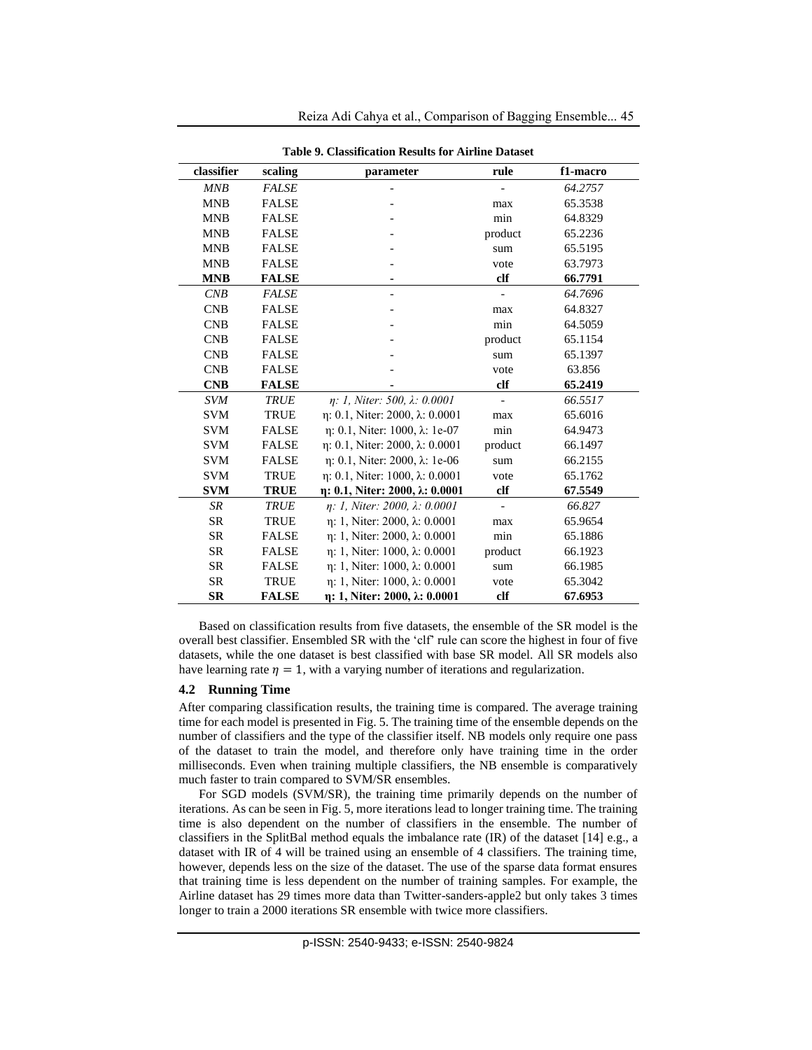**Table 9. Classification Results for Airline Dataset**

| classifier | scaling | parameter | rule | f1-macro |
|---|---|---|---|---|
| *MNB* | *FALSE* | - | - | *64.2757* |
| MNB | FALSE | - | max | 65.3538 |
| MNB | FALSE | - | min | 64.8329 |
| MNB | FALSE | - | product | 65.2236 |
| MNB | FALSE | - | sum | 65.5195 |
| MNB | FALSE | - | vote | 63.7973 |
| **MNB** | **FALSE** | **-** | **clf** | **66.7791** |
| *CNB* | *FALSE* | - | - | *64.7696* |
| CNB | FALSE | - | max | 64.8327 |
| CNB | FALSE | - | min | 64.5059 |
| CNB | FALSE | - | product | 65.1154 |
| CNB | FALSE | - | sum | 65.1397 |
| CNB | FALSE | - | vote | 63.856 |
| **CNB** | **FALSE** | **-** | **clf** | **65.2419** |
| *SVM* | *TRUE* | *η: 1, Niter: 500, λ: 0.0001* | - | *66.5517* |
| SVM | TRUE | η: 0.1, Niter: 2000, λ: 0.0001 | max | 65.6016 |
| SVM | FALSE | η: 0.1, Niter: 1000, λ: 1e-07 | min | 64.9473 |
| SVM | FALSE | η: 0.1, Niter: 2000, λ: 0.0001 | product | 66.1497 |
| SVM | FALSE | η: 0.1, Niter: 2000, λ: 1e-06 | sum | 66.2155 |
| SVM | TRUE | η: 0.1, Niter: 1000, λ: 0.0001 | vote | 65.1762 |
| **SVM** | **TRUE** | **η: 0.1, Niter: 2000, λ: 0.0001** | **clf** | **67.5549** |
| *SR* | *TRUE* | *η: 1, Niter: 2000, λ: 0.0001* | - | *66.827* |
| SR | TRUE | η: 1, Niter: 2000, λ: 0.0001 | max | 65.9654 |
| SR | FALSE | η: 1, Niter: 2000, λ: 0.0001 | min | 65.1886 |
| SR | FALSE | η: 1, Niter: 1000, λ: 0.0001 | product | 66.1923 |
| SR | FALSE | η: 1, Niter: 1000, λ: 0.0001 | sum | 66.1985 |
| SR | TRUE | η: 1, Niter: 1000, λ: 0.0001 | vote | 65.3042 |
| **SR** | **FALSE** | **η: 1, Niter: 2000, λ: 0.0001** | **clf** | **67.6953** |

Based on classification results from five datasets, the ensemble of the SR model is the overall best classifier. Ensembled SR with the 'clf' rule can score the highest in four of five datasets, while the one dataset is best classified with base SR model. All SR models also have learning rate $\eta = 1$, with a varying number of iterations and regularization.

### 4.2 Running Time

After comparing classification results, the training time is compared. The average training time for each model is presented in Fig. 5. The training time of the ensemble depends on the number of classifiers and the type of the classifier itself. NB models only require one pass of the dataset to train the model, and therefore only have training time in the order milliseconds. Even when training multiple classifiers, the NB ensemble is comparatively much faster to train compared to SVM/SR ensembles.

For SGD models (SVM/SR), the training time primarily depends on the number of iterations. As can be seen in Fig. 5, more iterations lead to longer training time. The training time is also dependent on the number of classifiers in the ensemble. The number of classifiers in the SplitBal method equals the imbalance rate (IR) of the dataset [14] e.g., a dataset with IR of 4 will be trained using an ensemble of 4 classifiers. The training time, however, depends less on the size of the dataset. The use of the sparse data format ensures that training time is less dependent on the number of training samples. For example, the Airline dataset has 29 times more data than Twitter-sanders-apple2 but only takes 3 times longer to train a 2000 iterations SR ensemble with twice more classifiers.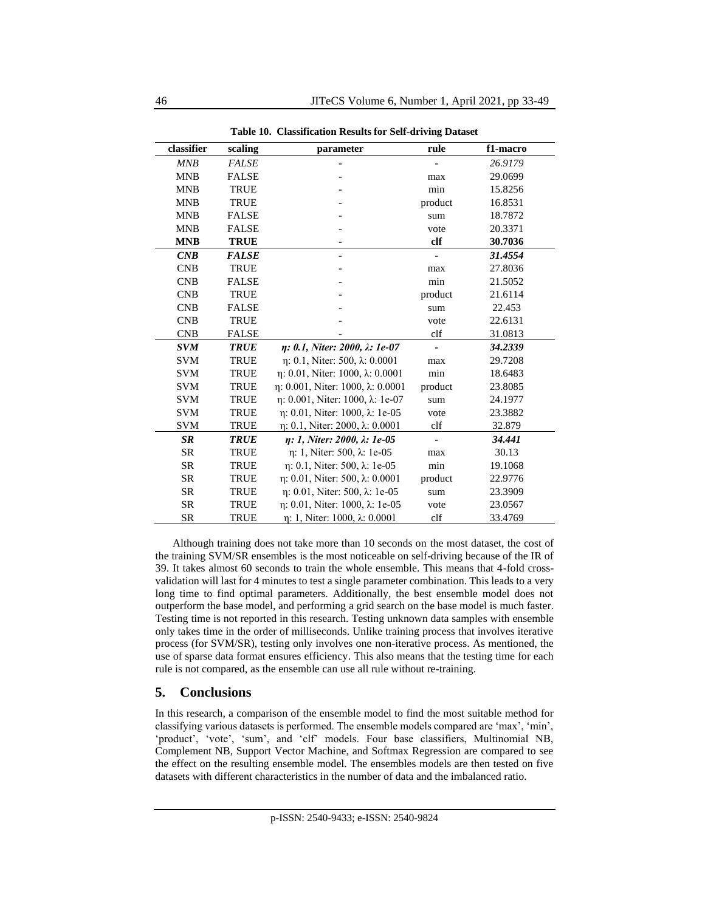**Table 10. Classification Results for Self-driving Dataset**

| classifier | scaling | parameter | rule | f1-macro |
|---|---|---|---|---|
| *MNB* | *FALSE* | - | - | *26.9179* |
| MNB | FALSE | - | max | 29.0699 |
| MNB | TRUE | - | min | 15.8256 |
| MNB | TRUE | - | product | 16.8531 |
| MNB | FALSE | - | sum | 18.7872 |
| MNB | FALSE | - | vote | 20.3371 |
| **MNB** | **TRUE** | **-** | **clf** | **30.7036** |
| ***CNB*** | ***FALSE*** | - | - | ***31.4554*** |
| CNB | TRUE | - | max | 27.8036 |
| CNB | FALSE | - | min | 21.5052 |
| CNB | TRUE | - | product | 21.6114 |
| CNB | FALSE | - | sum | 22.453 |
| CNB | TRUE | - | vote | 22.6131 |
| CNB | FALSE | - | clf | 31.0813 |
| ***SVM*** | ***TRUE*** | ***η: 0.1, Niter: 2000, λ: 1e-07*** | - | ***34.2339*** |
| SVM | TRUE | η: 0.1, Niter: 500, λ: 0.0001 | max | 29.7208 |
| SVM | TRUE | η: 0.01, Niter: 1000, λ: 0.0001 | min | 18.6483 |
| SVM | TRUE | η: 0.001, Niter: 1000, λ: 0.0001 | product | 23.8085 |
| SVM | TRUE | η: 0.001, Niter: 1000, λ: 1e-07 | sum | 24.1977 |
| SVM | TRUE | η: 0.01, Niter: 1000, λ: 1e-05 | vote | 23.3882 |
| SVM | TRUE | η: 0.1, Niter: 2000, λ: 0.0001 | clf | 32.879 |
| ***SR*** | ***TRUE*** | ***η: 1, Niter: 2000, λ: 1e-05*** | - | ***34.441*** |
| SR | TRUE | η: 1, Niter: 500, λ: 1e-05 | max | 30.13 |
| SR | TRUE | η: 0.1, Niter: 500, λ: 1e-05 | min | 19.1068 |
| SR | TRUE | η: 0.01, Niter: 500, λ: 0.0001 | product | 22.9776 |
| SR | TRUE | η: 0.01, Niter: 500, λ: 1e-05 | sum | 23.3909 |
| SR | TRUE | η: 0.01, Niter: 1000, λ: 1e-05 | vote | 23.0567 |
| SR | TRUE | η: 1, Niter: 1000, λ: 0.0001 | clf | 33.4769 |

Although training does not take more than 10 seconds on the most dataset, the cost of the training SVM/SR ensembles is the most noticeable on self-driving because of the IR of 39. It takes almost 60 seconds to train the whole ensemble. This means that 4-fold cross-validation will last for 4 minutes to test a single parameter combination. This leads to a very long time to find optimal parameters. Additionally, the best ensemble model does not outperform the base model, and performing a grid search on the base model is much faster. Testing time is not reported in this research. Testing unknown data samples with ensemble only takes time in the order of milliseconds. Unlike training process that involves iterative process (for SVM/SR), testing only involves one non-iterative process. As mentioned, the use of sparse data format ensures efficiency. This also means that the testing time for each rule is not compared, as the ensemble can use all rule without re-training.

## 5. Conclusions

In this research, a comparison of the ensemble model to find the most suitable method for classifying various datasets is performed. The ensemble models compared are 'max', 'min', 'product', 'vote', 'sum', and 'clf' models. Four base classifiers, Multinomial NB, Complement NB, Support Vector Machine, and Softmax Regression are compared to see the effect on the resulting ensemble model. The ensembles models are then tested on five datasets with different characteristics in the number of data and the imbalanced ratio.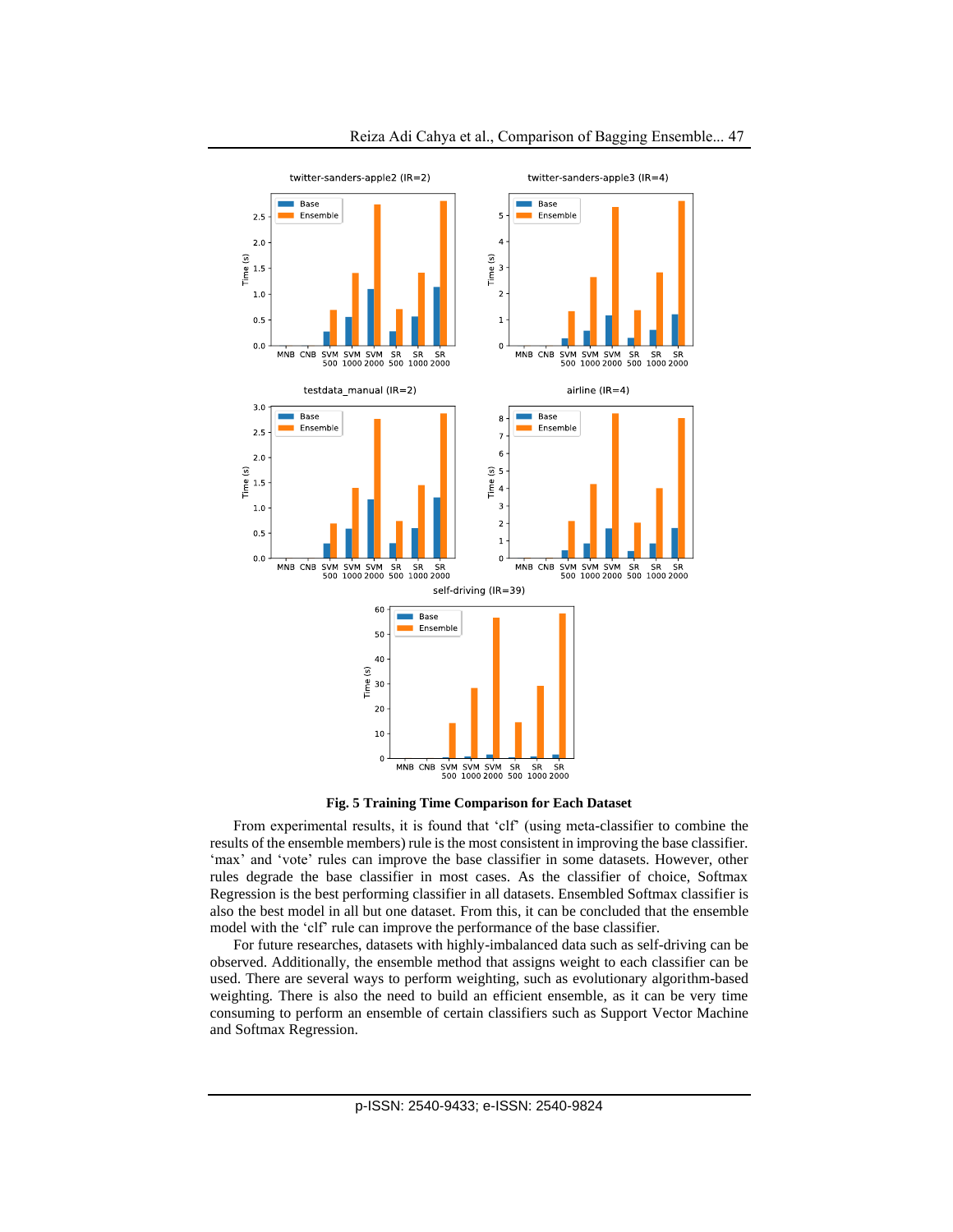**Fig. 5 Training Time Comparison for Each Dataset**

From experimental results, it is found that 'clf' (using meta-classifier to combine the results of the ensemble members) rule is the most consistent in improving the base classifier. 'max' and 'vote' rules can improve the base classifier in some datasets. However, other rules degrade the base classifier in most cases. As the classifier of choice, Softmax Regression is the best performing classifier in all datasets. Ensembled Softmax classifier is also the best model in all but one dataset. From this, it can be concluded that the ensemble model with the 'clf' rule can improve the performance of the base classifier.

For future researches, datasets with highly-imbalanced data such as self-driving can be observed. Additionally, the ensemble method that assigns weight to each classifier can be used. There are several ways to perform weighting, such as evolutionary algorithm-based weighting. There is also the need to build an efficient ensemble, as it can be very time consuming to perform an ensemble of certain classifiers such as Support Vector Machine and Softmax Regression.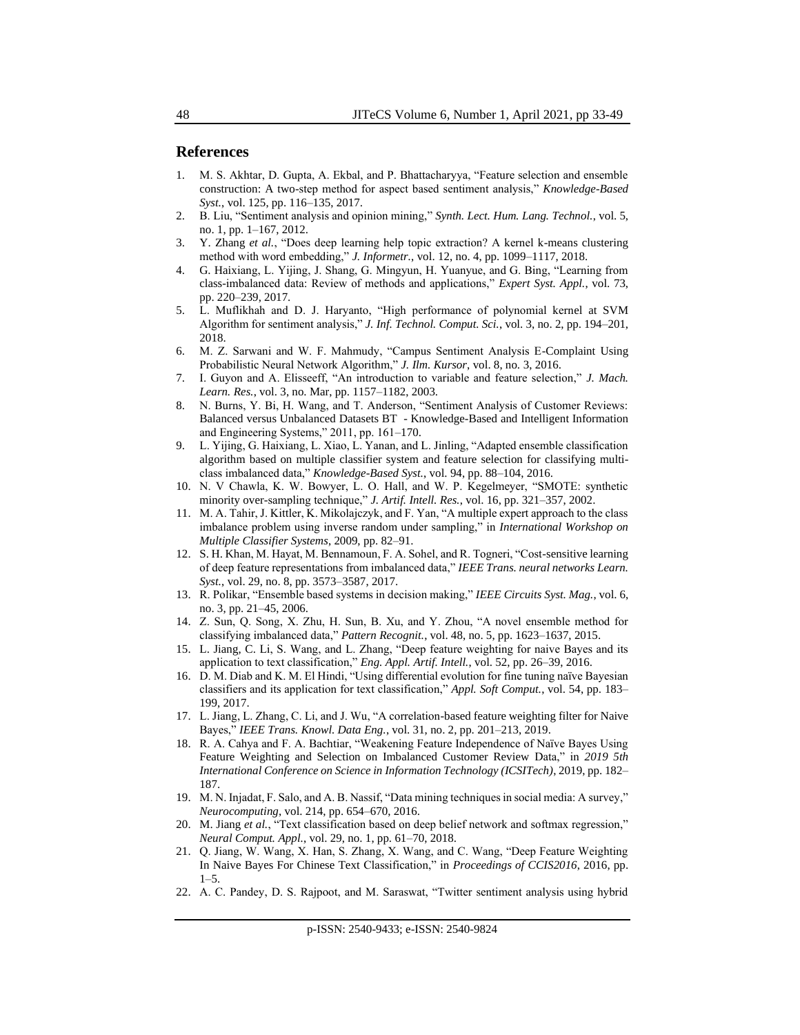## References

1. M. S. Akhtar, D. Gupta, A. Ekbal, and P. Bhattacharyya, "Feature selection and ensemble construction: A two-step method for aspect based sentiment analysis," *Knowledge-Based Syst.*, vol. 125, pp. 116–135, 2017.
2. B. Liu, "Sentiment analysis and opinion mining," *Synth. Lect. Hum. Lang. Technol.*, vol. 5, no. 1, pp. 1–167, 2012.
3. Y. Zhang *et al.*, "Does deep learning help topic extraction? A kernel k-means clustering method with word embedding," *J. Informetr.*, vol. 12, no. 4, pp. 1099–1117, 2018.
4. G. Haixiang, L. Yijing, J. Shang, G. Mingyun, H. Yuanyue, and G. Bing, "Learning from class-imbalanced data: Review of methods and applications," *Expert Syst. Appl.*, vol. 73, pp. 220–239, 2017.
5. L. Muflikhah and D. J. Haryanto, "High performance of polynomial kernel at SVM Algorithm for sentiment analysis," *J. Inf. Technol. Comput. Sci.*, vol. 3, no. 2, pp. 194–201, 2018.
6. M. Z. Sarwani and W. F. Mahmudy, "Campus Sentiment Analysis E-Complaint Using Probabilistic Neural Network Algorithm," *J. Ilm. Kursor*, vol. 8, no. 3, 2016.
7. I. Guyon and A. Elisseeff, "An introduction to variable and feature selection," *J. Mach. Learn. Res.*, vol. 3, no. Mar, pp. 1157–1182, 2003.
8. N. Burns, Y. Bi, H. Wang, and T. Anderson, "Sentiment Analysis of Customer Reviews: Balanced versus Unbalanced Datasets BT - Knowledge-Based and Intelligent Information and Engineering Systems," 2011, pp. 161–170.
9. L. Yijing, G. Haixiang, L. Xiao, L. Yanan, and L. Jinling, "Adapted ensemble classification algorithm based on multiple classifier system and feature selection for classifying multi-class imbalanced data," *Knowledge-Based Syst.*, vol. 94, pp. 88–104, 2016.
10. N. V Chawla, K. W. Bowyer, L. O. Hall, and W. P. Kegelmeyer, "SMOTE: synthetic minority over-sampling technique," *J. Artif. Intell. Res.*, vol. 16, pp. 321–357, 2002.
11. M. A. Tahir, J. Kittler, K. Mikolajczyk, and F. Yan, "A multiple expert approach to the class imbalance problem using inverse random under sampling," in *International Workshop on Multiple Classifier Systems*, 2009, pp. 82–91.
12. S. H. Khan, M. Hayat, M. Bennamoun, F. A. Sohel, and R. Togneri, "Cost-sensitive learning of deep feature representations from imbalanced data," *IEEE Trans. neural networks Learn. Syst.*, vol. 29, no. 8, pp. 3573–3587, 2017.
13. R. Polikar, "Ensemble based systems in decision making," *IEEE Circuits Syst. Mag.*, vol. 6, no. 3, pp. 21–45, 2006.
14. Z. Sun, Q. Song, X. Zhu, H. Sun, B. Xu, and Y. Zhou, "A novel ensemble method for classifying imbalanced data," *Pattern Recognit.*, vol. 48, no. 5, pp. 1623–1637, 2015.
15. L. Jiang, C. Li, S. Wang, and L. Zhang, "Deep feature weighting for naive Bayes and its application to text classification," *Eng. Appl. Artif. Intell.*, vol. 52, pp. 26–39, 2016.
16. D. M. Diab and K. M. El Hindi, "Using differential evolution for fine tuning naïve Bayesian classifiers and its application for text classification," *Appl. Soft Comput.*, vol. 54, pp. 183–199, 2017.
17. L. Jiang, L. Zhang, C. Li, and J. Wu, "A correlation-based feature weighting filter for Naive Bayes," *IEEE Trans. Knowl. Data Eng.*, vol. 31, no. 2, pp. 201–213, 2019.
18. R. A. Cahya and F. A. Bachtiar, "Weakening Feature Independence of Naïve Bayes Using Feature Weighting and Selection on Imbalanced Customer Review Data," in *2019 5th International Conference on Science in Information Technology (ICSITech)*, 2019, pp. 182–187.
19. M. N. Injadat, F. Salo, and A. B. Nassif, "Data mining techniques in social media: A survey," *Neurocomputing*, vol. 214, pp. 654–670, 2016.
20. M. Jiang *et al.*, "Text classification based on deep belief network and softmax regression," *Neural Comput. Appl.*, vol. 29, no. 1, pp. 61–70, 2018.
21. Q. Jiang, W. Wang, X. Han, S. Zhang, X. Wang, and C. Wang, "Deep Feature Weighting In Naive Bayes For Chinese Text Classification," in *Proceedings of CCIS2016*, 2016, pp. 1–5.
22. A. C. Pandey, D. S. Rajpoot, and M. Saraswat, "Twitter sentiment analysis using hybrid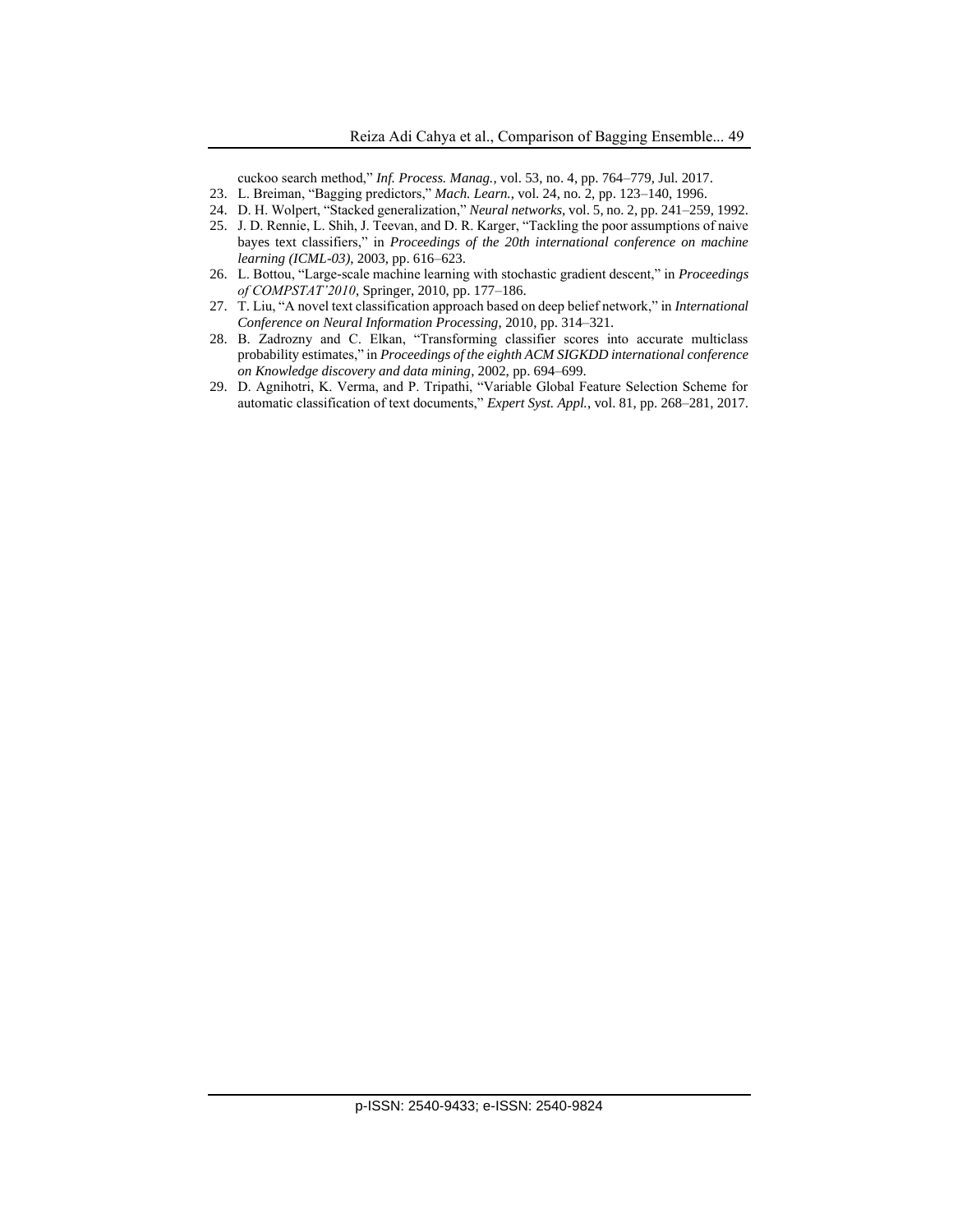cuckoo search method," *Inf. Process. Manag.*, vol. 53, no. 4, pp. 764–779, Jul. 2017.

23. L. Breiman, "Bagging predictors," *Mach. Learn.*, vol. 24, no. 2, pp. 123–140, 1996.
24. D. H. Wolpert, "Stacked generalization," *Neural networks*, vol. 5, no. 2, pp. 241–259, 1992.
25. J. D. Rennie, L. Shih, J. Teevan, and D. R. Karger, "Tackling the poor assumptions of naive bayes text classifiers," in *Proceedings of the 20th international conference on machine learning (ICML-03)*, 2003, pp. 616–623.
26. L. Bottou, "Large-scale machine learning with stochastic gradient descent," in *Proceedings of COMPSTAT'2010*, Springer, 2010, pp. 177–186.
27. T. Liu, "A novel text classification approach based on deep belief network," in *International Conference on Neural Information Processing*, 2010, pp. 314–321.
28. B. Zadrozny and C. Elkan, "Transforming classifier scores into accurate multiclass probability estimates," in *Proceedings of the eighth ACM SIGKDD international conference on Knowledge discovery and data mining*, 2002, pp. 694–699.
29. D. Agnihotri, K. Verma, and P. Tripathi, "Variable Global Feature Selection Scheme for automatic classification of text documents," *Expert Syst. Appl.*, vol. 81, pp. 268–281, 2017.